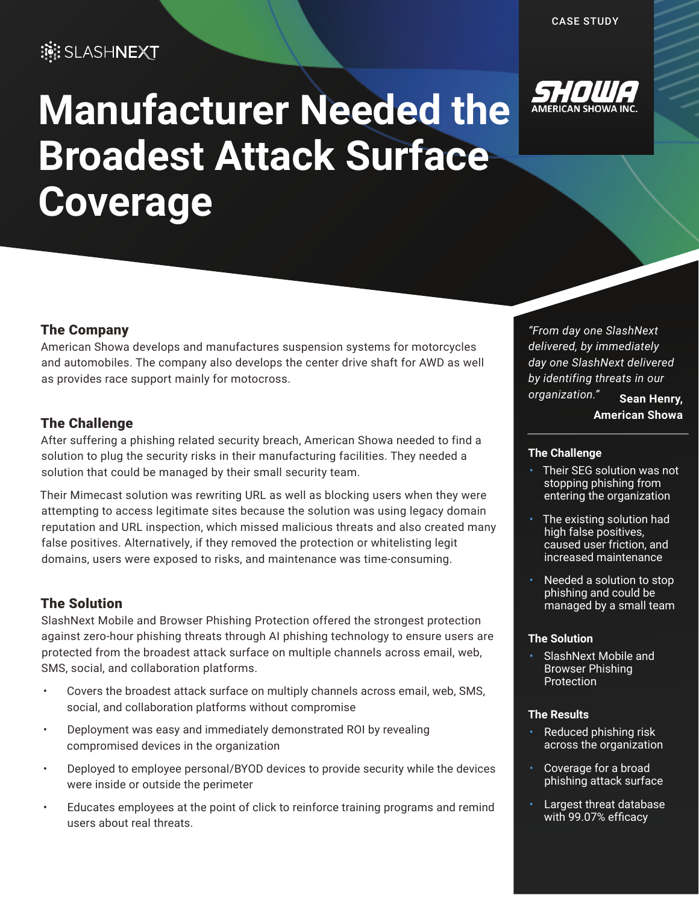SLASHNEXT

CASE STUDY

SHOWA
AMERICAN SHOWA INC.

# Manufacturer Needed the Broadest Attack Surface Coverage

## The Company

American Showa develops and manufactures suspension systems for motorcycles and automobiles. The company also develops the center drive shaft for AWD as well as provides race support mainly for motocross.

## The Challenge

After suffering a phishing related security breach, American Showa needed to find a solution to plug the security risks in their manufacturing facilities. They needed a solution that could be managed by their small security team.

Their Mimecast solution was rewriting URL as well as blocking users when they were attempting to access legitimate sites because the solution was using legacy domain reputation and URL inspection, which missed malicious threats and also created many false positives. Alternatively, if they removed the protection or whitelisting legit domains, users were exposed to risks, and maintenance was time-consuming.

## The Solution

SlashNext Mobile and Browser Phishing Protection offered the strongest protection against zero-hour phishing threats through AI phishing technology to ensure users are protected from the broadest attack surface on multiple channels across email, web, SMS, social, and collaboration platforms.

- Covers the broadest attack surface on multiply channels across email, web, SMS, social, and collaboration platforms without compromise
- Deployment was easy and immediately demonstrated ROI by revealing compromised devices in the organization
- Deployed to employee personal/BYOD devices to provide security while the devices were inside or outside the perimeter
- Educates employees at the point of click to reinforce training programs and remind users about real threats.

*"From day one SlashNext delivered, by immediately day one SlashNext delivered by identifing threats in our organization."*

**Sean Henry, American Showa**

### The Challenge

- Their SEG solution was not stopping phishing from entering the organization
- The existing solution had high false positives, caused user friction, and increased maintenance
- Needed a solution to stop phishing and could be managed by a small team

### The Solution

- SlashNext Mobile and Browser Phishing Protection

### The Results

- Reduced phishing risk across the organization
- Coverage for a broad phishing attack surface
- Largest threat database with 99.07% efficacy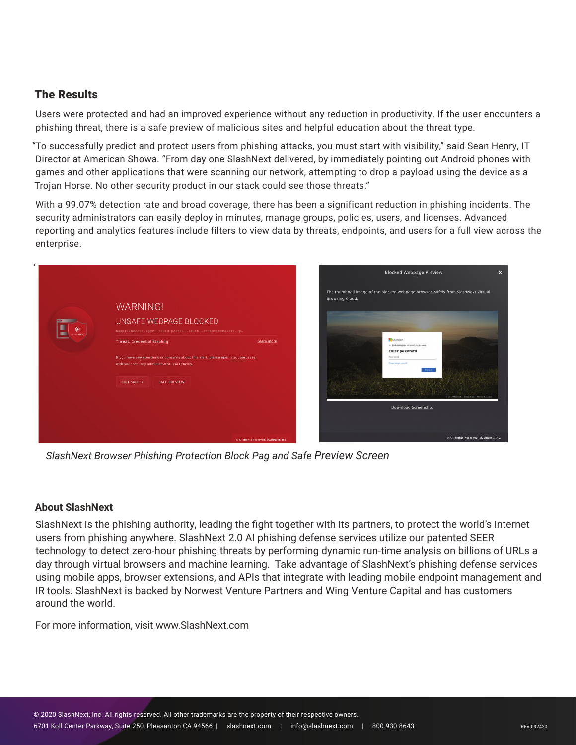## The Results

Users were protected and had an improved experience without any reduction in productivity. If the user encounters a phishing threat, there is a safe preview of malicious sites and helpful education about the threat type.

"To successfully predict and protect users from phishing attacks, you must start with visibility," said Sean Henry, IT Director at American Showa. "From day one SlashNext delivered, by immediately pointing out Android phones with games and other applications that were scanning our network, attempting to drop a payload using the device as a Trojan Horse. No other security product in our stack could see those threats."

With a 99.07% detection rate and broad coverage, there has been a significant reduction in phishing incidents. The security administrators can easily deploy in minutes, manage groups, policies, users, and licenses. Advanced reporting and analytics features include filters to view data by threats, endpoints, and users for a full view across the enterprise.

*SlashNext Browser Phishing Protection Block Pag and Safe Preview Screen*

## About SlashNext

SlashNext is the phishing authority, leading the fight together with its partners, to protect the world's internet users from phishing anywhere. SlashNext 2.0 AI phishing defense services utilize our patented SEER technology to detect zero-hour phishing threats by performing dynamic run-time analysis on billions of URLs a day through virtual browsers and machine learning. Take advantage of SlashNext's phishing defense services using mobile apps, browser extensions, and APIs that integrate with leading mobile endpoint management and IR tools. SlashNext is backed by Norwest Venture Partners and Wing Venture Capital and has customers around the world.

For more information, visit www.SlashNext.com

© 2020 SlashNext, Inc. All rights reserved. All other trademarks are the property of their respective owners.
6701 Koll Center Parkway, Suite 250, Pleasanton CA 94566 | slashnext.com | info@slashnext.com | 800.930.8643

REV 092420